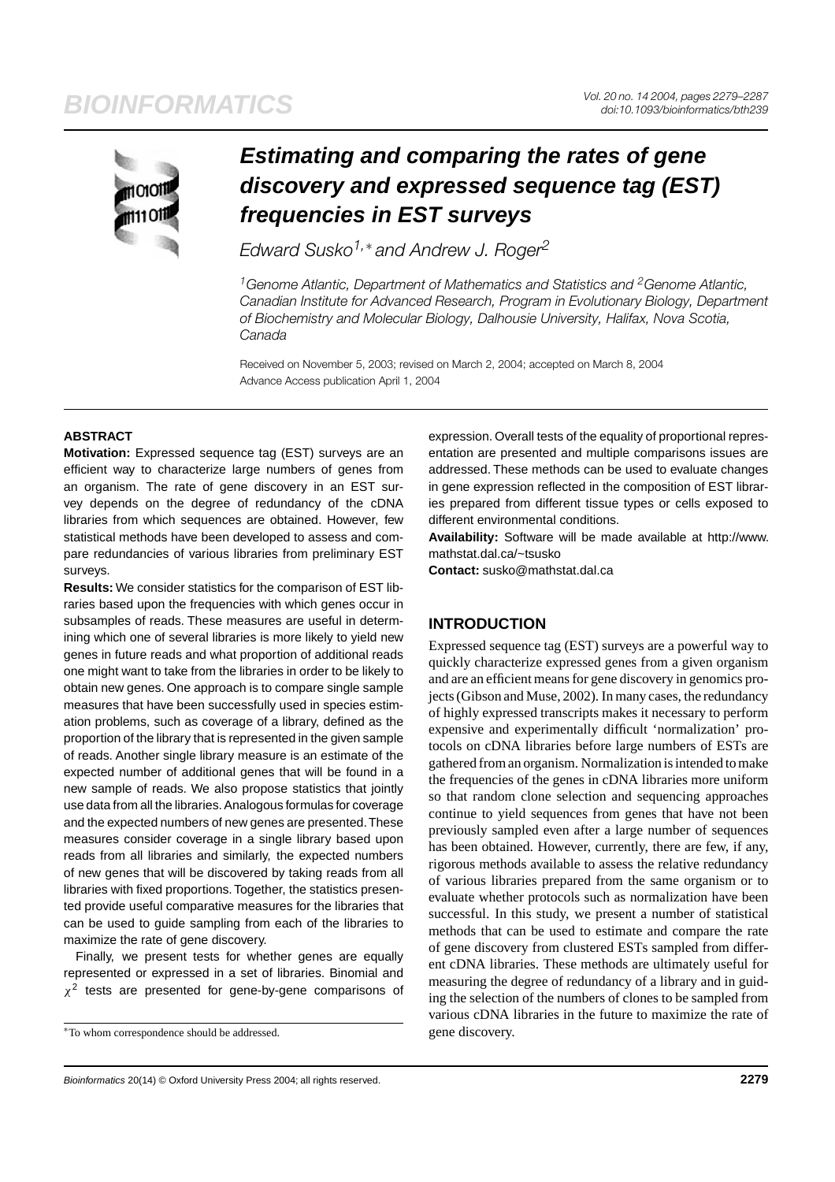# Estimating and comparing the rates of gene discovery and expressed sequence tag (EST) frequencies in EST surveys

*Edward Susko*[1,*] *and Andrew J. Roger*[2]

[1]*Genome Atlantic, Department of Mathematics and Statistics and* [2]*Genome Atlantic, Canadian Institute for Advanced Research, Program in Evolutionary Biology, Department of Biochemistry and Molecular Biology, Dalhousie University, Halifax, Nova Scotia, Canada*

Received on November 5, 2003; revised on March 2, 2004; accepted on March 8, 2004
Advance Access publication April 1, 2004

## ABSTRACT

**Motivation:** Expressed sequence tag (EST) surveys are an efficient way to characterize large numbers of genes from an organism. The rate of gene discovery in an EST survey depends on the degree of redundancy of the cDNA libraries from which sequences are obtained. However, few statistical methods have been developed to assess and compare redundancies of various libraries from preliminary EST surveys.

**Results:** We consider statistics for the comparison of EST libraries based upon the frequencies with which genes occur in subsamples of reads. These measures are useful in determining which one of several libraries is more likely to yield new genes in future reads and what proportion of additional reads one might want to take from the libraries in order to be likely to obtain new genes. One approach is to compare single sample measures that have been successfully used in species estimation problems, such as coverage of a library, defined as the proportion of the library that is represented in the given sample of reads. Another single library measure is an estimate of the expected number of additional genes that will be found in a new sample of reads. We also propose statistics that jointly use data from all the libraries. Analogous formulas for coverage and the expected numbers of new genes are presented. These measures consider coverage in a single library based upon reads from all libraries and similarly, the expected numbers of new genes that will be discovered by taking reads from all libraries with fixed proportions. Together, the statistics presented provide useful comparative measures for the libraries that can be used to guide sampling from each of the libraries to maximize the rate of gene discovery.

Finally, we present tests for whether genes are equally represented or expressed in a set of libraries. Binomial and $\chi^2$ tests are presented for gene-by-gene comparisons of expression. Overall tests of the equality of proportional representation are presented and multiple comparisons issues are addressed. These methods can be used to evaluate changes in gene expression reflected in the composition of EST libraries prepared from different tissue types or cells exposed to different environmental conditions.

**Availability:** Software will be made available at http://www.mathstat.dal.ca/~tsusko

**Contact:** susko@mathstat.dal.ca

## INTRODUCTION

Expressed sequence tag (EST) surveys are a powerful way to quickly characterize expressed genes from a given organism and are an efficient means for gene discovery in genomics projects (Gibson and Muse, 2002). In many cases, the redundancy of highly expressed transcripts makes it necessary to perform expensive and experimentally difficult 'normalization' protocols on cDNA libraries before large numbers of ESTs are gathered from an organism. Normalization is intended to make the frequencies of the genes in cDNA libraries more uniform so that random clone selection and sequencing approaches continue to yield sequences from genes that have not been previously sampled even after a large number of sequences has been obtained. However, currently, there are few, if any, rigorous methods available to assess the relative redundancy of various libraries prepared from the same organism or to evaluate whether protocols such as normalization have been successful. In this study, we present a number of statistical methods that can be used to estimate and compare the rate of gene discovery from clustered ESTs sampled from different cDNA libraries. These methods are ultimately useful for measuring the degree of redundancy of a library and in guiding the selection of the numbers of clones to be sampled from various cDNA libraries in the future to maximize the rate of gene discovery.

*To whom correspondence should be addressed.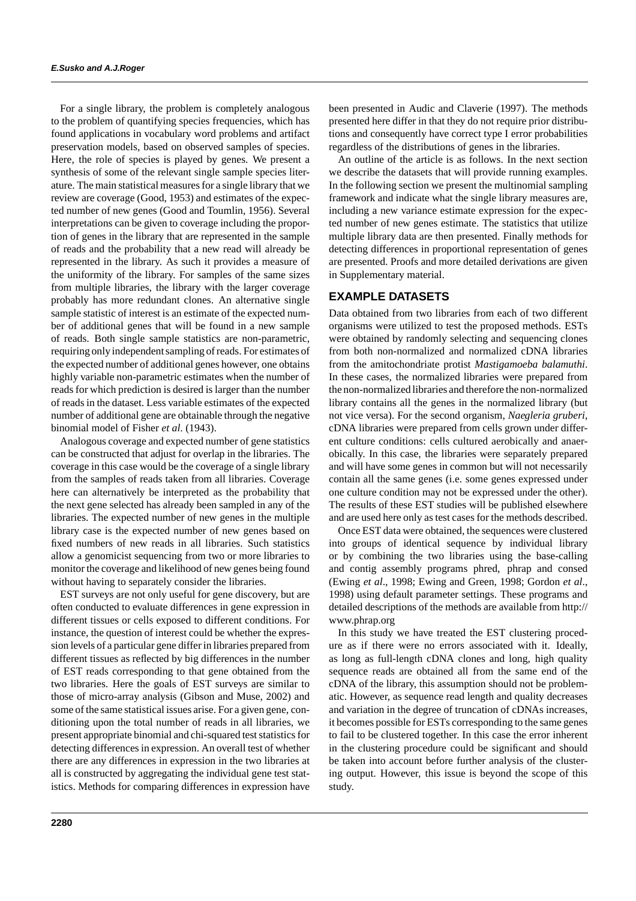For a single library, the problem is completely analogous to the problem of quantifying species frequencies, which has found applications in vocabulary word problems and artifact preservation models, based on observed samples of species. Here, the role of species is played by genes. We present a synthesis of some of the relevant single sample species literature. The main statistical measures for a single library that we review are coverage (Good, 1953) and estimates of the expected number of new genes (Good and Toumlin, 1956). Several interpretations can be given to coverage including the proportion of genes in the library that are represented in the sample of reads and the probability that a new read will already be represented in the library. As such it provides a measure of the uniformity of the library. For samples of the same sizes from multiple libraries, the library with the larger coverage probably has more redundant clones. An alternative single sample statistic of interest is an estimate of the expected number of additional genes that will be found in a new sample of reads. Both single sample statistics are non-parametric, requiring only independent sampling of reads. For estimates of the expected number of additional genes however, one obtains highly variable non-parametric estimates when the number of reads for which prediction is desired is larger than the number of reads in the dataset. Less variable estimates of the expected number of additional gene are obtainable through the negative binomial model of Fisher *et al*. (1943).

Analogous coverage and expected number of gene statistics can be constructed that adjust for overlap in the libraries. The coverage in this case would be the coverage of a single library from the samples of reads taken from all libraries. Coverage here can alternatively be interpreted as the probability that the next gene selected has already been sampled in any of the libraries. The expected number of new genes in the multiple library case is the expected number of new genes based on fixed numbers of new reads in all libraries. Such statistics allow a genomicist sequencing from two or more libraries to monitor the coverage and likelihood of new genes being found without having to separately consider the libraries.

EST surveys are not only useful for gene discovery, but are often conducted to evaluate differences in gene expression in different tissues or cells exposed to different conditions. For instance, the question of interest could be whether the expression levels of a particular gene differ in libraries prepared from different tissues as reflected by big differences in the number of EST reads corresponding to that gene obtained from the two libraries. Here the goals of EST surveys are similar to those of micro-array analysis (Gibson and Muse, 2002) and some of the same statistical issues arise. For a given gene, conditioning upon the total number of reads in all libraries, we present appropriate binomial and chi-squared test statistics for detecting differences in expression. An overall test of whether there are any differences in expression in the two libraries at all is constructed by aggregating the individual gene test statistics. Methods for comparing differences in expression have been presented in Audic and Claverie (1997). The methods presented here differ in that they do not require prior distributions and consequently have correct type I error probabilities regardless of the distributions of genes in the libraries.

An outline of the article is as follows. In the next section we describe the datasets that will provide running examples. In the following section we present the multinomial sampling framework and indicate what the single library measures are, including a new variance estimate expression for the expected number of new genes estimate. The statistics that utilize multiple library data are then presented. Finally methods for detecting differences in proportional representation of genes are presented. Proofs and more detailed derivations are given in Supplementary material.

## EXAMPLE DATASETS

Data obtained from two libraries from each of two different organisms were utilized to test the proposed methods. ESTs were obtained by randomly selecting and sequencing clones from both non-normalized and normalized cDNA libraries from the amitochondriate protist *Mastigamoeba balamuthi*. In these cases, the normalized libraries were prepared from the non-normalized libraries and therefore the non-normalized library contains all the genes in the normalized library (but not vice versa). For the second organism, *Naegleria gruberi*, cDNA libraries were prepared from cells grown under different culture conditions: cells cultured aerobically and anaerobically. In this case, the libraries were separately prepared and will have some genes in common but will not necessarily contain all the same genes (i.e. some genes expressed under one culture condition may not be expressed under the other). The results of these EST studies will be published elsewhere and are used here only as test cases for the methods described.

Once EST data were obtained, the sequences were clustered into groups of identical sequence by individual library or by combining the two libraries using the base-calling and contig assembly programs phred, phrap and consed (Ewing *et al*., 1998; Ewing and Green, 1998; Gordon *et al*., 1998) using default parameter settings. These programs and detailed descriptions of the methods are available from http://www.phrap.org

In this study we have treated the EST clustering procedure as if there were no errors associated with it. Ideally, as long as full-length cDNA clones and long, high quality sequence reads are obtained all from the same end of the cDNA of the library, this assumption should not be problematic. However, as sequence read length and quality decreases and variation in the degree of truncation of cDNAs increases, it becomes possible for ESTs corresponding to the same genes to fail to be clustered together. In this case the error inherent in the clustering procedure could be significant and should be taken into account before further analysis of the clustering output. However, this issue is beyond the scope of this study.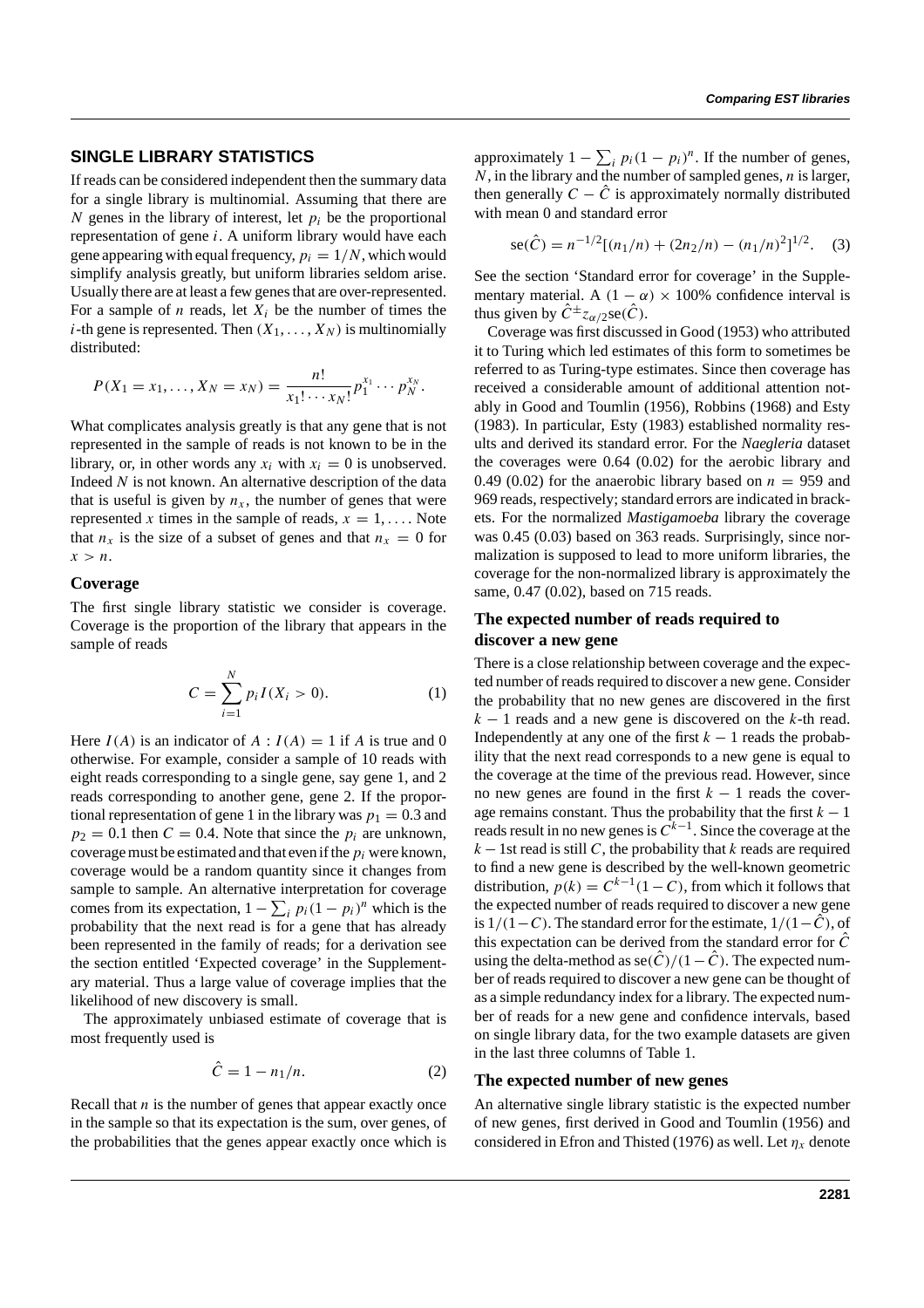## SINGLE LIBRARY STATISTICS

If reads can be considered independent then the summary data for a single library is multinomial. Assuming that there are $N$ genes in the library of interest, let $p_i$ be the proportional representation of gene $i$. A uniform library would have each gene appearing with equal frequency, $p_i = 1/N$, which would simplify analysis greatly, but uniform libraries seldom arise. Usually there are at least a few genes that are over-represented. For a sample of $n$ reads, let $X_i$ be the number of times the $i$-th gene is represented. Then $(X_1, \ldots, X_N)$ is multinomially distributed:

$$P(X_1 = x_1, \ldots, X_N = x_N) = \frac{n!}{x_1! \cdots x_N!} p_1^{x_1} \cdots p_N^{x_N}.$$

What complicates analysis greatly is that any gene that is not represented in the sample of reads is not known to be in the library, or, in other words any $x_i$ with $x_i = 0$ is unobserved. Indeed $N$ is not known. An alternative description of the data that is useful is given by $n_x$, the number of genes that were represented $x$ times in the sample of reads, $x = 1, \ldots$. Note that $n_x$ is the size of a subset of genes and that $n_x = 0$ for $x > n$.

### Coverage

The first single library statistic we consider is coverage. Coverage is the proportion of the library that appears in the sample of reads

$$C = \sum_{i=1}^{N} p_i I(X_i > 0). \tag{1}$$

Here $I(A)$ is an indicator of $A : I(A) = 1$ if $A$ is true and 0 otherwise. For example, consider a sample of 10 reads with eight reads corresponding to a single gene, say gene 1, and 2 reads corresponding to another gene, gene 2. If the proportional representation of gene 1 in the library was $p_1 = 0.3$ and $p_2 = 0.1$ then $C = 0.4$. Note that since the $p_i$ are unknown, coverage must be estimated and that even if the $p_i$ were known, coverage would be a random quantity since it changes from sample to sample. An alternative interpretation for coverage comes from its expectation, $1 - \sum_i p_i(1 - p_i)^n$ which is the probability that the next read is for a gene that has already been represented in the family of reads; for a derivation see the section entitled 'Expected coverage' in the Supplementary material. Thus a large value of coverage implies that the likelihood of new discovery is small.

The approximately unbiased estimate of coverage that is most frequently used is

$$\hat{C} = 1 - n_1/n. \tag{2}$$

Recall that $n$ is the number of genes that appear exactly once in the sample so that its expectation is the sum, over genes, of the probabilities that the genes appear exactly once which is approximately $1 - \sum_i p_i(1 - p_i)^n$. If the number of genes, $N$, in the library and the number of sampled genes, $n$ is larger, then generally $C - \hat{C}$ is approximately normally distributed with mean 0 and standard error

$$\text{se}(\hat{C}) = n^{-1/2}[(n_1/n) + (2n_2/n) - (n_1/n)^2]^{1/2}. \tag{3}$$

See the section 'Standard error for coverage' in the Supplementary material. A $(1 - \alpha) \times 100\%$ confidence interval is thus given by $\hat{C} \pm z_{\alpha/2}\text{se}(\hat{C})$.

Coverage was first discussed in Good (1953) who attributed it to Turing which led estimates of this form to sometimes be referred to as Turing-type estimates. Since then coverage has received a considerable amount of additional attention notably in Good and Toumlin (1956), Robbins (1968) and Esty (1983). In particular, Esty (1983) established normality results and derived its standard error. For the *Naegleria* dataset the coverages were 0.64 (0.02) for the aerobic library and 0.49 (0.02) for the anaerobic library based on $n = 959$ and 969 reads, respectively; standard errors are indicated in brackets. For the normalized *Mastigamoeba* library the coverage was 0.45 (0.03) based on 363 reads. Surprisingly, since normalization is supposed to lead to more uniform libraries, the coverage for the non-normalized library is approximately the same, 0.47 (0.02), based on 715 reads.

### The expected number of reads required to discover a new gene

There is a close relationship between coverage and the expected number of reads required to discover a new gene. Consider the probability that no new genes are discovered in the first $k - 1$ reads and a new gene is discovered on the $k$-th read. Independently at any one of the first $k - 1$ reads the probability that the next read corresponds to a new gene is equal to the coverage at the time of the previous read. However, since no new genes are found in the first $k - 1$ reads the coverage remains constant. Thus the probability that the first $k - 1$ reads result in no new genes is $C^{k-1}$. Since the coverage at the $k - 1$st read is still $C$, the probability that $k$ reads are required to find a new gene is described by the well-known geometric distribution, $p(k) = C^{k-1}(1 - C)$, from which it follows that the expected number of reads required to discover a new gene is $1/(1 - C)$. The standard error for the estimate, $1/(1 - \hat{C})$, of this expectation can be derived from the standard error for $\hat{C}$ using the delta-method as $\text{se}(\hat{C})/(1 - \hat{C})$. The expected number of reads required to discover a new gene can be thought of as a simple redundancy index for a library. The expected number of reads for a new gene and confidence intervals, based on single library data, for the two example datasets are given in the last three columns of Table 1.

### The expected number of new genes

An alternative single library statistic is the expected number of new genes, first derived in Good and Toumlin (1956) and considered in Efron and Thisted (1976) as well. Let $\eta_x$ denote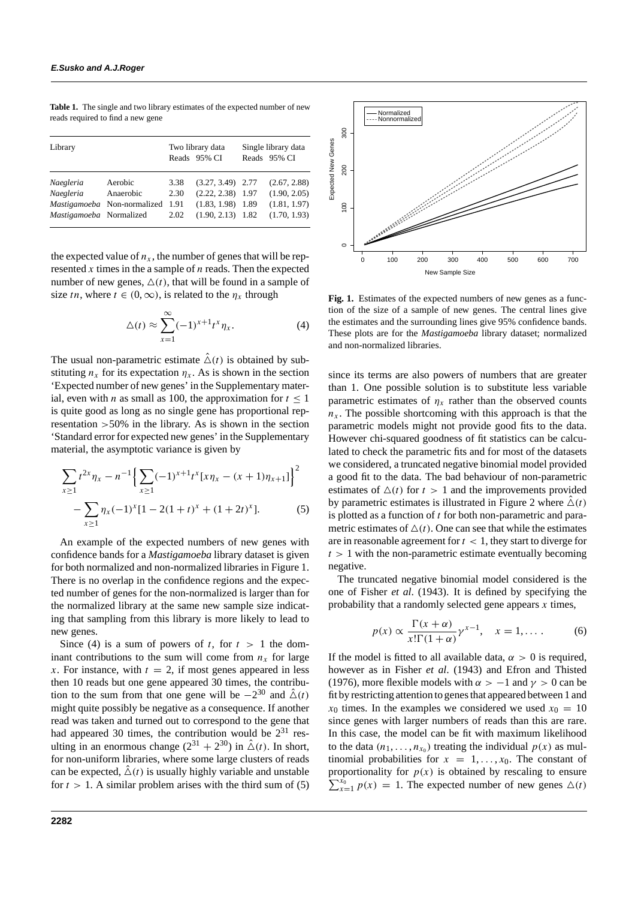**Table 1.** The single and two library estimates of the expected number of new reads required to find a new gene

| Library | | Two library data | | Single library data | |
|---|---|---|---|---|---|
| | | Reads | 95% CI | Reads | 95% CI |
| *Naegleria* | Aerobic | 3.38 | (3.27, 3.49) | 2.77 | (2.67, 2.88) |
| *Naegleria* | Anaerobic | 2.30 | (2.22, 2.38) | 1.97 | (1.90, 2.05) |
| *Mastigamoeba* | Non-normalized | 1.91 | (1.83, 1.98) | 1.89 | (1.81, 1.97) |
| *Mastigamoeba* | Normalized | 2.02 | (1.90, 2.13) | 1.82 | (1.70, 1.93) |

the expected value of $n_x$, the number of genes that will be represented $x$ times in the a sample of $n$ reads. Then the expected number of new genes, $\triangle(t)$, that will be found in a sample of size $tn$, where $t \in (0, \infty)$, is related to the $\eta_x$ through

$$\triangle(t) \approx \sum_{x=1}^{\infty} (-1)^{x+1} t^x \eta_x. \tag{4}$$

The usual non-parametric estimate $\hat{\triangle}(t)$ is obtained by substituting $n_x$ for its expectation $\eta_x$. As is shown in the section 'Expected number of new genes' in the Supplementary material, even with $n$ as small as 100, the approximation for $t \leq 1$ is quite good as long as no single gene has proportional representation $>50\%$ in the library. As is shown in the section 'Standard error for expected new genes' in the Supplementary material, the asymptotic variance is given by

$$\sum_{x \geq 1} t^{2x} \eta_x - n^{-1} \Big\{ \sum_{x \geq 1} (-1)^{x+1} t^x [x\eta_x - (x+1)\eta_{x+1}] \Big\}^2$$
$$- \sum_{x \geq 1} \eta_x (-1)^x [1 - 2(1+t)^x + (1+2t)^x]. \tag{5}$$

An example of the expected numbers of new genes with confidence bands for a *Mastigamoeba* library dataset is given for both normalized and non-normalized libraries in Figure 1. There is no overlap in the confidence regions and the expected number of genes for the non-normalized is larger than for the normalized library at the same new sample size indicating that sampling from this library is more likely to lead to new genes.

Since (4) is a sum of powers of $t$, for $t > 1$ the dominant contributions to the sum will come from $n_x$ for large $x$. For instance, with $t = 2$, if most genes appeared in less then 10 reads but one gene appeared 30 times, the contribution to the sum from that one gene will be $-2^{30}$ and $\hat{\triangle}(t)$ might quite possibly be negative as a consequence. If another read was taken and turned out to correspond to the gene that had appeared 30 times, the contribution would be $2^{31}$ resulting in an enormous change $(2^{31} + 2^{30})$ in $\hat{\triangle}(t)$. In short, for non-uniform libraries, where some large clusters of reads can be expected, $\hat{\triangle}(t)$ is usually highly variable and unstable for $t > 1$. A similar problem arises with the third sum of (5) since its terms are also powers of numbers that are greater than 1. One possible solution is to substitute less variable parametric estimates of $\eta_x$ rather than the observed counts $n_x$. The possible shortcoming with this approach is that the parametric models might not provide good fits to the data. However chi-squared goodness of fit statistics can be calculated to check the parametric fits and for most of the datasets we considered, a truncated negative binomial model provided a good fit to the data. The bad behaviour of non-parametric estimates of $\triangle(t)$ for $t > 1$ and the improvements provided by parametric estimates is illustrated in Figure 2 where $\hat{\triangle}(t)$ is plotted as a function of $t$ for both non-parametric and parametric estimates of $\triangle(t)$. One can see that while the estimates are in reasonable agreement for $t < 1$, they start to diverge for $t > 1$ with the non-parametric estimate eventually becoming negative.

**Fig. 1.** Estimates of the expected numbers of new genes as a function of the size of a sample of new genes. The central lines give the estimates and the surrounding lines give 95% confidence bands. These plots are for the *Mastigamoeba* library dataset; normalized and non-normalized libraries.

The truncated negative binomial model considered is the one of Fisher *et al*. (1943). It is defined by specifying the probability that a randomly selected gene appears $x$ times,

$$p(x) \propto \frac{\Gamma(x+\alpha)}{x!\Gamma(1+\alpha)} \gamma^{x-1}, \quad x = 1, \ldots. \tag{6}$$

If the model is fitted to all available data, $\alpha > 0$ is required, however as in Fisher *et al*. (1943) and Efron and Thisted (1976), more flexible models with $\alpha > -1$ and $\gamma > 0$ can be fit by restricting attention to genes that appeared between 1 and $x_0$ times. In the examples we considered we used $x_0 = 10$ since genes with larger numbers of reads than this are rare. In this case, the model can be fit with maximum likelihood to the data $(n_1, \ldots, n_{x_0})$ treating the individual $p(x)$ as multinomial probabilities for $x = 1, \ldots, x_0$. The constant of proportionality for $p(x)$ is obtained by rescaling to ensure $\sum_{x=1}^{x_0} p(x) = 1$. The expected number of new genes $\triangle(t)$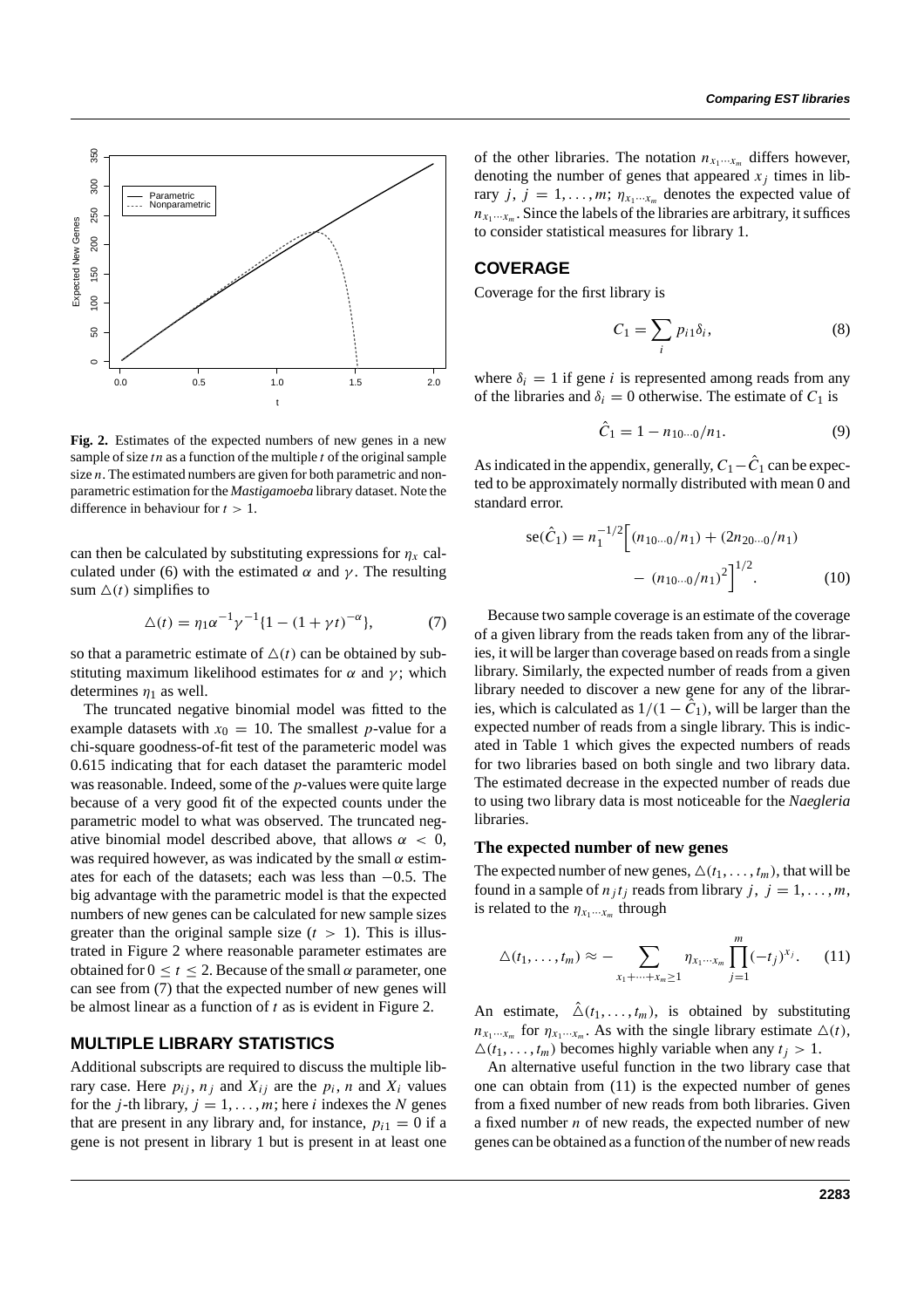**Fig. 2.** Estimates of the expected numbers of new genes in a new sample of size $tn$ as a function of the multiple $t$ of the original sample size $n$. The estimated numbers are given for both parametric and nonparametric estimation for the *Mastigamoeba* library dataset. Note the difference in behaviour for $t > 1$.

can then be calculated by substituting expressions for $\eta_x$ calculated under (6) with the estimated $\alpha$ and $\gamma$. The resulting sum $\triangle(t)$ simplifies to

$$\triangle(t) = \eta_1 \alpha^{-1} \gamma^{-1} \{1 - (1 + \gamma t)^{-\alpha}\}, \tag{7}$$

so that a parametric estimate of $\triangle(t)$ can be obtained by substituting maximum likelihood estimates for $\alpha$ and $\gamma$; which determines $\eta_1$ as well.

The truncated negative binomial model was fitted to the example datasets with $x_0 = 10$. The smallest $p$-value for a chi-square goodness-of-fit test of the parameteric model was 0.615 indicating that for each dataset the paramteric model was reasonable. Indeed, some of the $p$-values were quite large because of a very good fit of the expected counts under the parametric model to what was observed. The truncated negative binomial model described above, that allows $\alpha < 0$, was required however, as was indicated by the small $\alpha$ estimates for each of the datasets; each was less than $-0.5$. The big advantage with the parametric model is that the expected numbers of new genes can be calculated for new sample sizes greater than the original sample size ($t > 1$). This is illustrated in Figure 2 where reasonable parameter estimates are obtained for $0 \le t \le 2$. Because of the small $\alpha$ parameter, one can see from (7) that the expected number of new genes will be almost linear as a function of $t$ as is evident in Figure 2.

## MULTIPLE LIBRARY STATISTICS

Additional subscripts are required to discuss the multiple library case. Here $p_{ij}$, $n_j$ and $X_{ij}$ are the $p_i$, $n$ and $X_i$ values for the $j$-th library, $j = 1, \ldots, m$; here $i$ indexes the $N$ genes that are present in any library and, for instance, $p_{i1} = 0$ if a gene is not present in library 1 but is present in at least one of the other libraries. The notation $n_{x_1 \cdots x_m}$ differs however, denoting the number of genes that appeared $x_j$ times in library $j$, $j = 1, \ldots, m$; $\eta_{x_1 \cdots x_m}$ denotes the expected value of $n_{x_1 \cdots x_m}$. Since the labels of the libraries are arbitrary, it suffices to consider statistical measures for library 1.

## COVERAGE

Coverage for the first library is

$$C_1 = \sum_i p_{i1} \delta_i, \tag{8}$$

where $\delta_i = 1$ if gene $i$ is represented among reads from any of the libraries and $\delta_i = 0$ otherwise. The estimate of $C_1$ is

$$\hat{C}_1 = 1 - n_{10 \cdots 0}/n_1. \tag{9}$$

As indicated in the appendix, generally, $C_1 - \hat{C}_1$ can be expected to be approximately normally distributed with mean 0 and standard error.

$$\text{se}(\hat{C}_1) = n_1^{-1/2} \Big[ (n_{10 \cdots 0}/n_1) + (2n_{20 \cdots 0}/n_1) - (n_{10 \cdots 0}/n_1)^2 \Big]^{1/2}. \tag{10}$$

Because two sample coverage is an estimate of the coverage of a given library from the reads taken from any of the libraries, it will be larger than coverage based on reads from a single library. Similarly, the expected number of reads from a given library needed to discover a new gene for any of the libraries, which is calculated as $1/(1 - \hat{C}_1)$, will be larger than the expected number of reads from a single library. This is indicated in Table 1 which gives the expected numbers of reads for two libraries based on both single and two library data. The estimated decrease in the expected number of reads due to using two library data is most noticeable for the *Naegleria* libraries.

### The expected number of new genes

The expected number of new genes, $\triangle(t_1, \ldots, t_m)$, that will be found in a sample of $n_j t_j$ reads from library $j$, $j = 1, \ldots, m$, is related to the $\eta_{x_1 \cdots x_m}$ through

$$\triangle(t_1, \ldots, t_m) \approx - \sum_{x_1 + \cdots + x_m \ge 1} \eta_{x_1 \cdots x_m} \prod_{j=1}^{m} (-t_j)^{x_j}. \tag{11}$$

An estimate, $\hat{\triangle}(t_1, \ldots, t_m)$, is obtained by substituting $n_{x_1 \cdots x_m}$ for $\eta_{x_1 \cdots x_m}$. As with the single library estimate $\triangle(t)$, $\triangle(t_1, \ldots, t_m)$ becomes highly variable when any $t_j > 1$.

An alternative useful function in the two library case that one can obtain from (11) is the expected number of genes from a fixed number of new reads from both libraries. Given a fixed number $n$ of new reads, the expected number of new genes can be obtained as a function of the number of new reads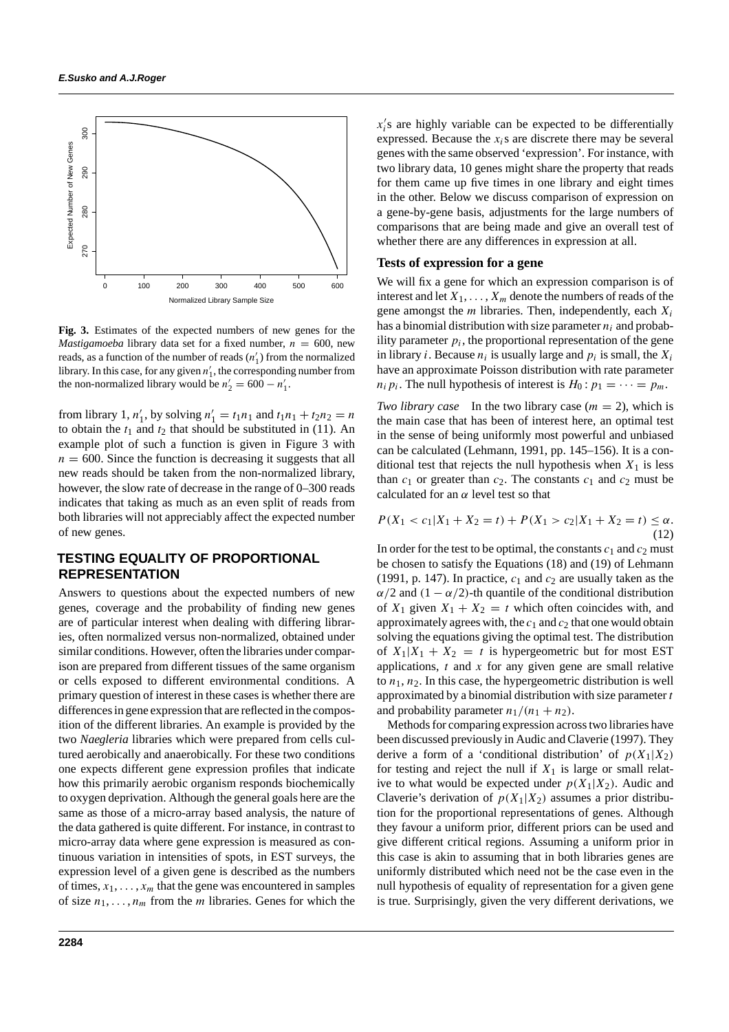Fig. 3. Estimates of the expected numbers of new genes for the *Mastigamoeba* library data set for a fixed number, $n = 600$, new reads, as a function of the number of reads ($n'_1$) from the normalized library. In this case, for any given $n'_1$, the corresponding number from the non-normalized library would be $n'_2 = 600 - n'_1$.

from library 1, $n'_1$, by solving $n'_1 = t_1 n_1$ and $t_1 n_1 + t_2 n_2 = n$ to obtain the $t_1$ and $t_2$ that should be substituted in (11). An example plot of such a function is given in Figure 3 with $n = 600$. Since the function is decreasing it suggests that all new reads should be taken from the non-normalized library, however, the slow rate of decrease in the range of 0–300 reads indicates that taking as much as an even split of reads from both libraries will not appreciably affect the expected number of new genes.

## TESTING EQUALITY OF PROPORTIONAL REPRESENTATION

Answers to questions about the expected numbers of new genes, coverage and the probability of finding new genes are of particular interest when dealing with differing libraries, often normalized versus non-normalized, obtained under similar conditions. However, often the libraries under comparison are prepared from different tissues of the same organism or cells exposed to different environmental conditions. A primary question of interest in these cases is whether there are differences in gene expression that are reflected in the composition of the different libraries. An example is provided by the two *Naegleria* libraries which were prepared from cells cultured aerobically and anaerobically. For these two conditions one expects different gene expression profiles that indicate how this primarily aerobic organism responds biochemically to oxygen deprivation. Although the general goals here are the same as those of a micro-array based analysis, the nature of the data gathered is quite different. For instance, in contrast to micro-array data where gene expression is measured as continuous variation in intensities of spots, in EST surveys, the expression level of a given gene is described as the numbers of times, $x_1, \ldots, x_m$ that the gene was encountered in samples of size $n_1, \ldots, n_m$ from the $m$ libraries. Genes for which the $x'_i$s are highly variable can be expected to be differentially expressed. Because the $x_i$s are discrete there may be several genes with the same observed 'expression'. For instance, with two library data, 10 genes might share the property that reads for them came up five times in one library and eight times in the other. Below we discuss comparison of expression on a gene-by-gene basis, adjustments for the large numbers of comparisons that are being made and give an overall test of whether there are any differences in expression at all.

### Tests of expression for a gene

We will fix a gene for which an expression comparison is of interest and let $X_1, \ldots, X_m$ denote the numbers of reads of the gene amongst the $m$ libraries. Then, independently, each $X_i$ has a binomial distribution with size parameter $n_i$ and probability parameter $p_i$, the proportional representation of the gene in library $i$. Because $n_i$ is usually large and $p_i$ is small, the $X_i$ have an approximate Poisson distribution with rate parameter $n_i p_i$. The null hypothesis of interest is $H_0 : p_1 = \cdots = p_m$.

*Two library case* In the two library case ($m = 2$), which is the main case that has been of interest here, an optimal test in the sense of being uniformly most powerful and unbiased can be calculated (Lehmann, 1991, pp. 145–156). It is a conditional test that rejects the null hypothesis when $X_1$ is less than $c_1$ or greater than $c_2$. The constants $c_1$ and $c_2$ must be calculated for an $\alpha$ level test so that

$$P(X_1 < c_1 | X_1 + X_2 = t) + P(X_1 > c_2 | X_1 + X_2 = t) \leq \alpha. \quad (12)$$

In order for the test to be optimal, the constants $c_1$ and $c_2$ must be chosen to satisfy the Equations (18) and (19) of Lehmann (1991, p. 147). In practice, $c_1$ and $c_2$ are usually taken as the $\alpha/2$ and $(1 - \alpha/2)$-th quantile of the conditional distribution of $X_1$ given $X_1 + X_2 = t$ which often coincides with, and approximately agrees with, the $c_1$ and $c_2$ that one would obtain solving the equations giving the optimal test. The distribution of $X_1 | X_1 + X_2 = t$ is hypergeometric but for most EST applications, $t$ and $x$ for any given gene are small relative to $n_1, n_2$. In this case, the hypergeometric distribution is well approximated by a binomial distribution with size parameter $t$ and probability parameter $n_1/(n_1 + n_2)$.

Methods for comparing expression across two libraries have been discussed previously in Audic and Claverie (1997). They derive a form of a 'conditional distribution' of $p(X_1|X_2)$ for testing and reject the null if $X_1$ is large or small relative to what would be expected under $p(X_1|X_2)$. Audic and Claverie's derivation of $p(X_1|X_2)$ assumes a prior distribution for the proportional representations of genes. Although they favour a uniform prior, different priors can be used and give different critical regions. Assuming a uniform prior in this case is akin to assuming that in both libraries genes are uniformly distributed which need not be the case even in the null hypothesis of equality of representation for a given gene is true. Surprisingly, given the very different derivations, we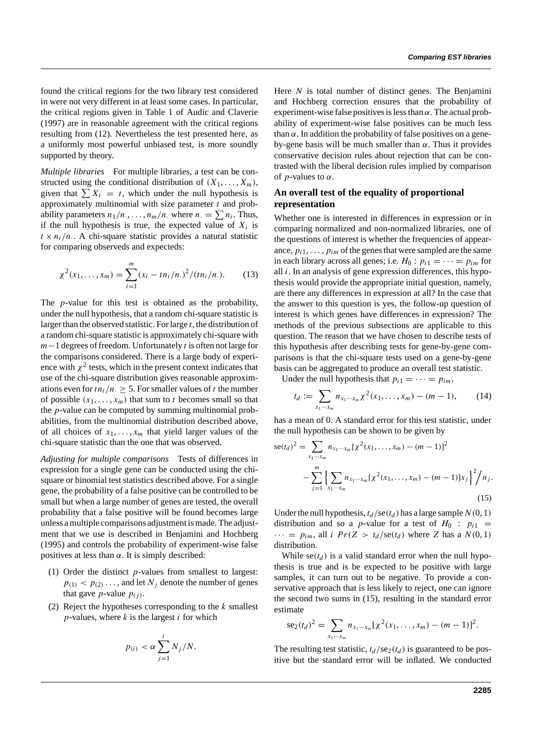found the critical regions for the two library test considered in were not very different in at least some cases. In particular, the critical regions given in Table 1 of Audic and Claverie (1997) are in reasonable agreement with the critical regions resulting from (12). Nevertheless the test presented here, as a uniformly most powerful unbiased test, is more soundly supported by theory.

*Multiple libraries* For multiple libraries, a test can be constructed using the conditional distribution of $(X_1, \ldots, X_m)$, given that $\sum X_i = t$, which under the null hypothesis is approximately multinomial with size parameter $t$ and probability parameters $n_1/n_., \ldots, n_m/n_.$ where $n_. = \sum n_i$. Thus, if the null hypothesis is true, the expected value of $X_i$ is $t \times n_i/n_.$. A chi-square statistic provides a natural statistic for comparing observeds and expecteds:

$$\chi^2(x_1, \ldots, x_m) = \sum_{i=1}^{m} (x_i - tn_i/n_.)^2/(tn_i/n_.). \qquad (13)$$

The $p$-value for this test is obtained as the probability, under the null hypothesis, that a random chi-square statistic is larger than the observed statistic. For large $t$, the distribution of a random chi-square statistic is approximately chi-square with $m-1$ degrees of freedom. Unfortunately $t$ is often not large for the comparisons considered. There is a large body of experience with $\chi^2$ tests, which in the present context indicates that use of the chi-square distribution gives reasonable approximations even for $tn_i/n_. \geq 5$. For smaller values of $t$ the number of possible $(x_1, \ldots, x_m)$ that sum to $t$ becomes small so that the $p$-value can be computed by summing multinomial probabilities, from the multinomial distribution described above, of all choices of $x_1, \ldots, x_m$ that yield larger values of the chi-square statistic than the one that was observed.

*Adjusting for multiple comparisons* Tests of differences in expression for a single gene can be conducted using the chi-square or binomial test statistics described above. For a single gene, the probability of a false positive can be controlled to be small but when a large number of genes are tested, the overall probability that a false positive will be found becomes large unless a multiple comparisons adjustment is made. The adjustment that we use is described in Benjamini and Hochberg (1995) and controls the probability of experiment-wise false positives at less than $\alpha$. It is simply described:

(1) Order the distinct $p$-values from smallest to largest: $p_{(1)} < p_{(2)} \ldots$, and let $N_j$ denote the number of genes that gave $p$-value $p_{(j)}$.

(2) Reject the hypotheses corresponding to the $k$ smallest $p$-values, where $k$ is the largest $i$ for which

$$p_{(i)} < \alpha \sum_{j=1}^{i} N_j/N.$$

Here $N$ is total number of distinct genes. The Benjamini and Hochberg correction ensures that the probability of experiment-wise false positives is less than $\alpha$. The actual probability of experiment-wise false positives can be much less than $\alpha$. In addition the probability of false positives on a gene-by-gene basis will be much smaller than $\alpha$. Thus it provides conservative decision rules about rejection that can be contrasted with the liberal decision rules implied by comparison of $p$-values to $\alpha$.

### An overall test of the equality of proportional representation

Whether one is interested in differences in expression or in comparing normalized and non-normalized libraries, one of the questions of interest is whether the frequencies of appearance, $p_{i1}, \ldots, p_{im}$ of the genes that were sampled are the same in each library across all genes; i.e. $H_0 : p_{i1} = \cdots = p_{im}$ for all $i$. In an analysis of gene expression differences, this hypothesis would provide the appropriate initial question, namely, are there any differences in expression at all? In the case that the answer to this question is yes, the follow-up question of interest is which genes have differences in expression? The methods of the previous subsections are applicable to this question. The reason that we have chosen to describe tests of this hypothesis after describing tests for gene-by-gene comparisons is that the chi-square tests used on a gene-by-gene basis can be aggregated to produce an overall test statistic.

Under the null hypothesis that $p_{i1} = \cdots = p_{im}$,

$$t_d := \sum_{x_1 \cdots x_m} n_{x_1 \cdots x_m} \chi^2(x_1, \ldots, x_m) - (m-1), \qquad (14)$$

has a mean of 0. A standard error for this test statistic, under the null hypothesis can be shown to be given by

$$\mathrm{se}(t_d)^2 = \sum_{x_1 \cdots x_m} n_{x_1 \cdots x_m} [\chi^2(x_1, \ldots, x_m) - (m-1)]^2 - \sum_{j=1}^{m} \Big\{ \sum_{x_1 \cdots x_m} n_{x_1 \cdots x_m} [\chi^2(x_1, \ldots, x_m) - (m-1)] x_j \Big\}^2 \Big/ n_j. \qquad (15)$$

Under the null hypothesis, $t_d/\mathrm{se}(t_d)$ has a large sample $N(0, 1)$ distribution and so a $p$-value for a test of $H_0 : p_{i1} = \cdots = p_{im}$, all $i$ $Pr(Z > t_d/\mathrm{se}(t_d))$ where $Z$ has a $N(0, 1)$ distribution.

While $\mathrm{se}(t_d)$ is a valid standard error when the null hypothesis is true and is be expected to be positive with large samples, it can turn out to be negative. To provide a conservative approach that is less likely to reject, one can ignore the second two sums in (15), resulting in the standard error estimate

$$\mathrm{se}_2(t_d)^2 = \sum_{x_1 \cdots x_m} n_{x_1 \cdots x_m} [\chi^2(x_1, \ldots, x_m) - (m-1)]^2.$$

The resulting test statistic, $t_d/\mathrm{se}_2(t_d)$ is guaranteed to be positive but the standard error will be inflated. We conducted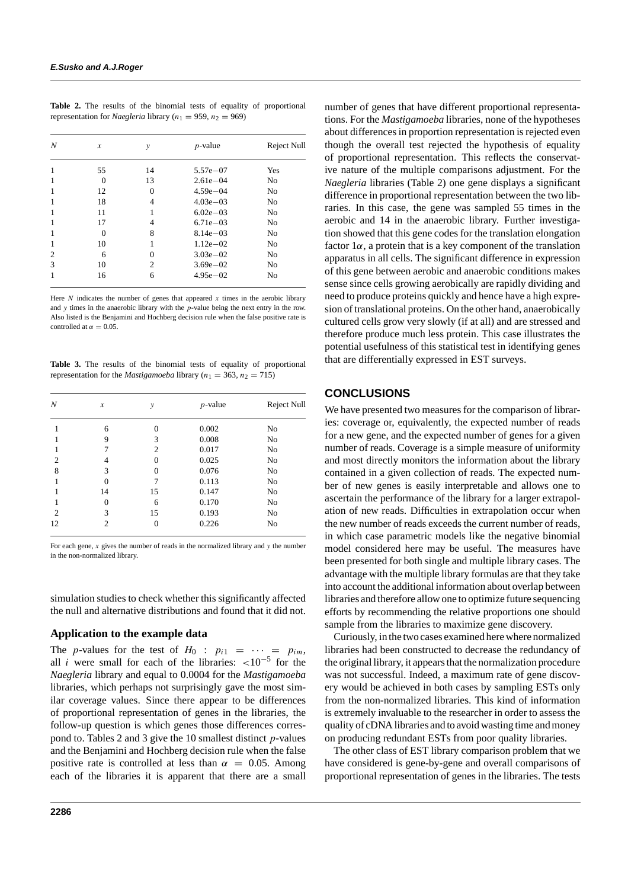**Table 2.** The results of the binomial tests of equality of proportional representation for *Naegleria* library ($n_1 = 959$, $n_2 = 969$)

| $N$ | $x$ | $y$ | $p$-value | Reject Null |
|---|---|---|---|---|
| 1 | 55 | 14 | 5.57e−07 | Yes |
| 1 | 0 | 13 | 2.61e−04 | No |
| 1 | 12 | 0 | 4.59e−04 | No |
| 1 | 18 | 4 | 4.03e−03 | No |
| 1 | 11 | 1 | 6.02e−03 | No |
| 1 | 17 | 4 | 6.71e−03 | No |
| 1 | 0 | 8 | 8.14e−03 | No |
| 1 | 10 | 1 | 1.12e−02 | No |
| 2 | 6 | 0 | 3.03e−02 | No |
| 3 | 10 | 2 | 3.69e−02 | No |
| 1 | 16 | 6 | 4.95e−02 | No |

Here $N$ indicates the number of genes that appeared $x$ times in the aerobic library and $y$ times in the anaerobic library with the $p$-value being the next entry in the row. Also listed is the Benjamini and Hochberg decision rule when the false positive rate is controlled at $\alpha = 0.05$.

**Table 3.** The results of the binomial tests of equality of proportional representation for the *Mastigamoeba* library ($n_1 = 363$, $n_2 = 715$)

| $N$ | $x$ | $y$ | $p$-value | Reject Null |
|---|---|---|---|---|
| 1 | 6 | 0 | 0.002 | No |
| 1 | 9 | 3 | 0.008 | No |
| 1 | 7 | 2 | 0.017 | No |
| 2 | 4 | 0 | 0.025 | No |
| 8 | 3 | 0 | 0.076 | No |
| 1 | 0 | 7 | 0.113 | No |
| 1 | 14 | 15 | 0.147 | No |
| 1 | 0 | 6 | 0.170 | No |
| 2 | 3 | 15 | 0.193 | No |
| 12 | 2 | 0 | 0.226 | No |

For each gene, $x$ gives the number of reads in the normalized library and $y$ the number in the non-normalized library.

simulation studies to check whether this significantly affected the null and alternative distributions and found that it did not.

### Application to the example data

The $p$-values for the test of $H_0 : p_{i1} = \cdots = p_{im}$, all $i$ were small for each of the libraries: $<10^{-5}$ for the *Naegleria* library and equal to 0.0004 for the *Mastigamoeba* libraries, which perhaps not surprisingly gave the most similar coverage values. Since there appear to be differences of proportional representation of genes in the libraries, the follow-up question is which genes those differences correspond to. Tables 2 and 3 give the 10 smallest distinct $p$-values and the Benjamini and Hochberg decision rule when the false positive rate is controlled at less than $\alpha = 0.05$. Among each of the libraries it is apparent that there are a small number of genes that have different proportional representations. For the *Mastigamoeba* libraries, none of the hypotheses about differences in proportion representation is rejected even though the overall test rejected the hypothesis of equality of proportional representation. This reflects the conservative nature of the multiple comparisons adjustment. For the *Naegleria* libraries (Table 2) one gene displays a significant difference in proportional representation between the two libraries. In this case, the gene was sampled 55 times in the aerobic and 14 in the anaerobic library. Further investigation showed that this gene codes for the translation elongation factor $1\alpha$, a protein that is a key component of the translation apparatus in all cells. The significant difference in expression of this gene between aerobic and anaerobic conditions makes sense since cells growing aerobically are rapidly dividing and need to produce proteins quickly and hence have a high expression of translational proteins. On the other hand, anaerobically cultured cells grow very slowly (if at all) and are stressed and therefore produce much less protein. This case illustrates the potential usefulness of this statistical test in identifying genes that are differentially expressed in EST surveys.

## CONCLUSIONS

We have presented two measures for the comparison of libraries: coverage or, equivalently, the expected number of reads for a new gene, and the expected number of genes for a given number of reads. Coverage is a simple measure of uniformity and most directly monitors the information about the library contained in a given collection of reads. The expected number of new genes is easily interpretable and allows one to ascertain the performance of the library for a larger extrapolation of new reads. Difficulties in extrapolation occur when the new number of reads exceeds the current number of reads, in which case parametric models like the negative binomial model considered here may be useful. The measures have been presented for both single and multiple library cases. The advantage with the multiple library formulas are that they take into account the additional information about overlap between libraries and therefore allow one to optimize future sequencing efforts by recommending the relative proportions one should sample from the libraries to maximize gene discovery.

Curiously, in the two cases examined here where normalized libraries had been constructed to decrease the redundancy of the original library, it appears that the normalization procedure was not successful. Indeed, a maximum rate of gene discovery would be achieved in both cases by sampling ESTs only from the non-normalized libraries. This kind of information is extremely invaluable to the researcher in order to assess the quality of cDNA libraries and to avoid wasting time and money on producing redundant ESTs from poor quality libraries.

The other class of EST library comparison problem that we have considered is gene-by-gene and overall comparisons of proportional representation of genes in the libraries. The tests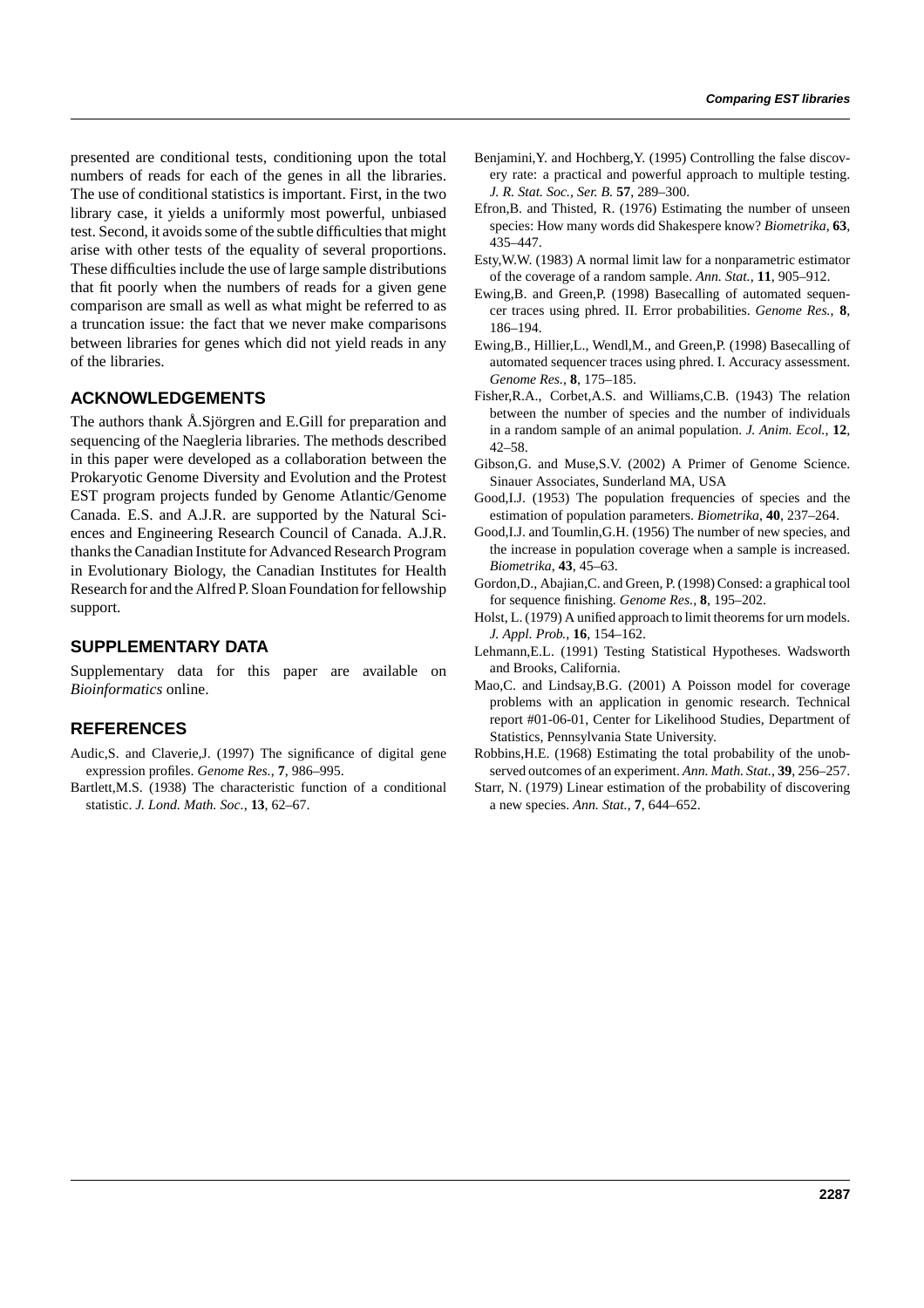presented are conditional tests, conditioning upon the total numbers of reads for each of the genes in all the libraries. The use of conditional statistics is important. First, in the two library case, it yields a uniformly most powerful, unbiased test. Second, it avoids some of the subtle difficulties that might arise with other tests of the equality of several proportions. These difficulties include the use of large sample distributions that fit poorly when the numbers of reads for a given gene comparison are small as well as what might be referred to as a truncation issue: the fact that we never make comparisons between libraries for genes which did not yield reads in any of the libraries.

## ACKNOWLEDGEMENTS

The authors thank Å.Sjörgren and E.Gill for preparation and sequencing of the Naegleria libraries. The methods described in this paper were developed as a collaboration between the Prokaryotic Genome Diversity and Evolution and the Protest EST program projects funded by Genome Atlantic/Genome Canada. E.S. and A.J.R. are supported by the Natural Sciences and Engineering Research Council of Canada. A.J.R. thanks the Canadian Institute for Advanced Research Program in Evolutionary Biology, the Canadian Institutes for Health Research for and the Alfred P. Sloan Foundation for fellowship support.

## SUPPLEMENTARY DATA

Supplementary data for this paper are available on *Bioinformatics* online.

## REFERENCES

Audic,S. and Claverie,J. (1997) The significance of digital gene expression profiles. *Genome Res.*, **7**, 986–995.

Bartlett,M.S. (1938) The characteristic function of a conditional statistic. *J. Lond. Math. Soc.*, **13**, 62–67.

Benjamini,Y. and Hochberg,Y. (1995) Controlling the false discovery rate: a practical and powerful approach to multiple testing. *J. R. Stat. Soc., Ser. B.* **57**, 289–300.

Efron,B. and Thisted, R. (1976) Estimating the number of unseen species: How many words did Shakespere know? *Biometrika*, **63**, 435–447.

Esty,W.W. (1983) A normal limit law for a nonparametric estimator of the coverage of a random sample. *Ann. Stat.*, **11**, 905–912.

Ewing,B. and Green,P. (1998) Basecalling of automated sequencer traces using phred. II. Error probabilities. *Genome Res.*, **8**, 186–194.

Ewing,B., Hillier,L., Wendl,M., and Green,P. (1998) Basecalling of automated sequencer traces using phred. I. Accuracy assessment. *Genome Res.*, **8**, 175–185.

Fisher,R.A., Corbet,A.S. and Williams,C.B. (1943) The relation between the number of species and the number of individuals in a random sample of an animal population. *J. Anim. Ecol.*, **12**, 42–58.

Gibson,G. and Muse,S.V. (2002) A Primer of Genome Science. Sinauer Associates, Sunderland MA, USA

Good,I.J. (1953) The population frequencies of species and the estimation of population parameters. *Biometrika*, **40**, 237–264.

Good,I.J. and Toumlin,G.H. (1956) The number of new species, and the increase in population coverage when a sample is increased. *Biometrika*, **43**, 45–63.

Gordon,D., Abajian,C. and Green, P. (1998) Consed: a graphical tool for sequence finishing. *Genome Res.*, **8**, 195–202.

Holst, L. (1979) A unified approach to limit theorems for urn models. *J. Appl. Prob.*, **16**, 154–162.

Lehmann,E.L. (1991) Testing Statistical Hypotheses. Wadsworth and Brooks, California.

Mao,C. and Lindsay,B.G. (2001) A Poisson model for coverage problems with an application in genomic research. Technical report #01-06-01, Center for Likelihood Studies, Department of Statistics, Pennsylvania State University.

Robbins,H.E. (1968) Estimating the total probability of the unobserved outcomes of an experiment. *Ann. Math. Stat.*, **39**, 256–257.

Starr, N. (1979) Linear estimation of the probability of discovering a new species. *Ann. Stat.*, **7**, 644–652.